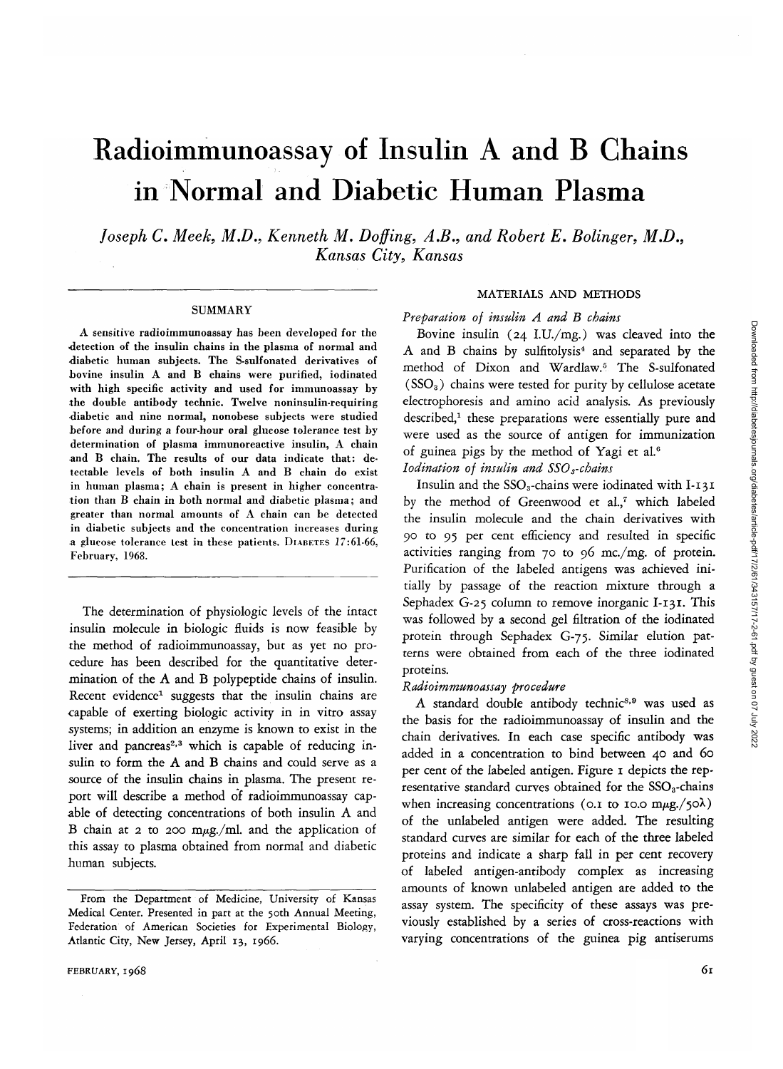# Radioimmunoassay of Insulin A and B Chains in Normal and Diabetic Human Plasma

*Joseph C. Meek, M.D., Kenneth M. Doffing, A.B., and Robert E. Bolinger, M.D., Kansas City, Kansas*

## SUMMARY

A sensitive radioimmunoassay has been developed for the detection of the insulin chains in the plasma of normal and diabetic human subjects. The S-sulfonated derivatives of bovine insulin A and B chains were purified, iodinated with high specific activity and used for immunoassay by the double antibody technic. Twelve noninsulin-requiring diabetic and nine normal, nonobese subjects were studied before and during a four-hour oral glucose tolerance test by determination of plasma immunoreactive insulin, A chain and B chain. The results of our data indicate that: detectable levels of both insulin A and B chain do exist in human plasma; A chain is present in higher concentration than B chain in both normal and diabetic plasma; and greater than normal amounts of A chain can be detected in diabetic subjects and the concentration increases during a glucose tolerance test in these patients. DIABETES 17:61-66, February, 1968.

The determination of physiologic levels of the intact insulin molecule in biologic fluids is now feasible by the method of radioimmunoassay, but as yet no procedure has been described for the quantitative determination of the A and B polypeptide chains of insulin. Recent evidence[1] suggests that the insulin chains are capable of exerting biologic activity in in vitro assay systems; in addition an enzyme is known to exist in the liver and pancreas[2,3] which is capable of reducing insulin to form the A and B chains and could serve as a source of the insulin chains in plasma. The present report will describe a method of radioimmunoassay capable of detecting concentrations of both insulin A and B chain at 2 to 200 mμg./ml. and the application of this assay to plasma obtained from normal and diabetic human subjects.

From the Department of Medicine, University of Kansas Medical Center. Presented in part at the 50th Annual Meeting, Federation of American Societies for Experimental Biology, Atlantic City, New Jersey, April 13, 1966.

## MATERIALS AND METHODS

### *Preparation of insulin A and B chains*

Bovine insulin (24 I.U./mg.) was cleaved into the A and B chains by sulfitolysis[4] and separated by the method of Dixon and Wardlaw.[5] The S-sulfonated ($SSO_3$) chains were tested for purity by cellulose acetate electrophoresis and amino acid analysis. As previously described,[1] these preparations were essentially pure and were used as the source of antigen for immunization of guinea pigs by the method of Yagi et al.[6]

### *Iodination of insulin and $SSO_3$-chains*

Insulin and the $SSO_3$-chains were iodinated with I-131 by the method of Greenwood et al.,[7] which labeled the insulin molecule and the chain derivatives with 90 to 95 per cent efficiency and resulted in specific activities ranging from 70 to 96 mc./mg. of protein. Purification of the labeled antigens was achieved initially by passage of the reaction mixture through a Sephadex G-25 column to remove inorganic I-131. This was followed by a second gel filtration of the iodinated protein through Sephadex G-75. Similar elution patterns were obtained from each of the three iodinated proteins.

### *Radioimmunoassay procedure*

A standard double antibody technic[8,9] was used as the basis for the radioimmunoassay of insulin and the chain derivatives. In each case specific antibody was added in a concentration to bind between 40 and 60 per cent of the labeled antigen. Figure 1 depicts the representative standard curves obtained for the $SSO_3$-chains when increasing concentrations (0.1 to 10.0 mμg./50λ) of the unlabeled antigen were added. The resulting standard curves are similar for each of the three labeled proteins and indicate a sharp fall in per cent recovery of labeled antigen-antibody complex as increasing amounts of known unlabeled antigen are added to the assay system. The specificity of these assays was previously established by a series of cross-reactions with varying concentrations of the guinea pig antiserums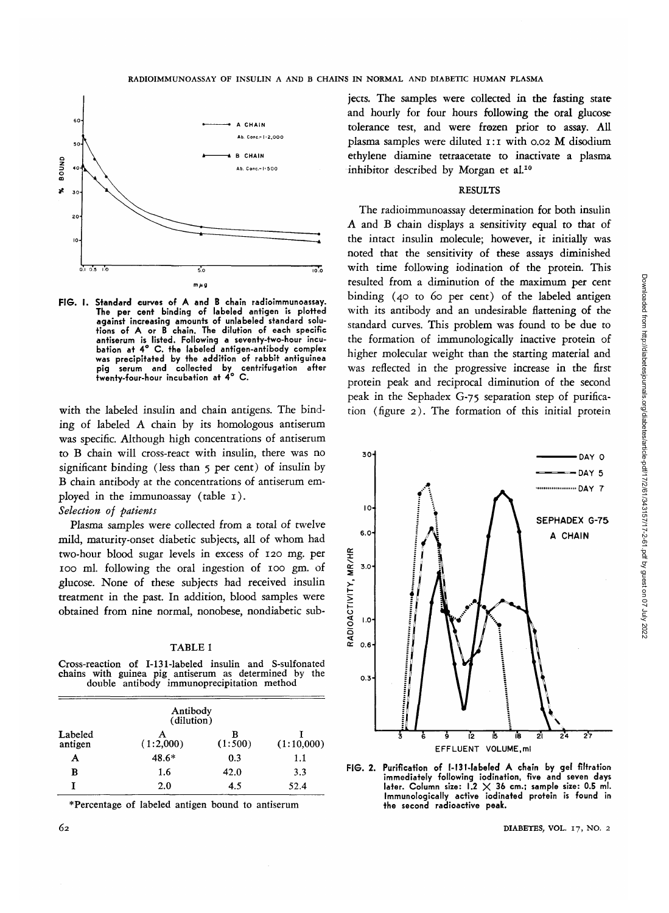FIG. 1. Standard curves of A and B chain radioimmunoassay. The per cent binding of labeled antigen is plotted against increasing amounts of unlabeled standard solutions of A or B chain. The dilution of each specific antiserum is listed. Following a seventy-two-hour incubation at 4° C. the labeled antigen-antibody complex was precipitated by the addition of rabbit antiguinea pig serum and collected by centrifugation after twenty-four-hour incubation at 4° C.

with the labeled insulin and chain antigens. The binding of labeled A chain by its homologous antiserum was specific. Although high concentrations of antiserum to B chain will cross-react with insulin, there was no significant binding (less than 5 per cent) of insulin by B chain antibody at the concentrations of antiserum employed in the immunoassay (table 1).

*Selection of patients*

Plasma samples were collected from a total of twelve mild, maturity-onset diabetic subjects, all of whom had two-hour blood sugar levels in excess of 120 mg. per 100 ml. following the oral ingestion of 100 gm. of glucose. None of these subjects had received insulin treatment in the past. In addition, blood samples were obtained from nine normal, nonobese, nondiabetic subjects. The samples were collected in the fasting state and hourly for four hours following the oral glucose tolerance test, and were frozen prior to assay. All plasma samples were diluted 1:1 with 0.02 M disodium ethylene diamine tetraacetate to inactivate a plasma inhibitor described by Morgan et al.[10]

TABLE 1

Cross-reaction of I-131-labeled insulin and S-sulfonated chains with guinea pig antiserum as determined by the double antibody immunoprecipitation method

| Labeled antigen | Antibody (dilution) A (1:2,000) | B (1:500) | I (1:10,000) |
|---|---|---|---|
| A | 48.6* | 0.3 | 1.1 |
| B | 1.6 | 42.0 | 3.3 |
| I | 2.0 | 4.5 | 52.4 |

*Percentage of labeled antigen bound to antiserum

## RESULTS

The radioimmunoassay determination for both insulin A and B chain displays a sensitivity equal to that of the intact insulin molecule; however, it initially was noted that the sensitivity of these assays diminished with time following iodination of the protein. This resulted from a diminution of the maximum per cent binding (40 to 60 per cent) of the labeled antigen with its antibody and an undesirable flattening of the standard curves. This problem was found to be due to the formation of immunologically inactive protein of higher molecular weight than the starting material and was reflected in the progressive increase in the first protein peak and reciprocal diminution of the second peak in the Sephadex G-75 separation step of purification (figure 2). The formation of this initial protein

FIG. 2. Purification of I-131-labeled A chain by gel filtration immediately following iodination, five and seven days later. Column size: 1.2 × 36 cm.; sample size: 0.5 ml. Immunologically active iodinated protein is found in the second radioactive peak.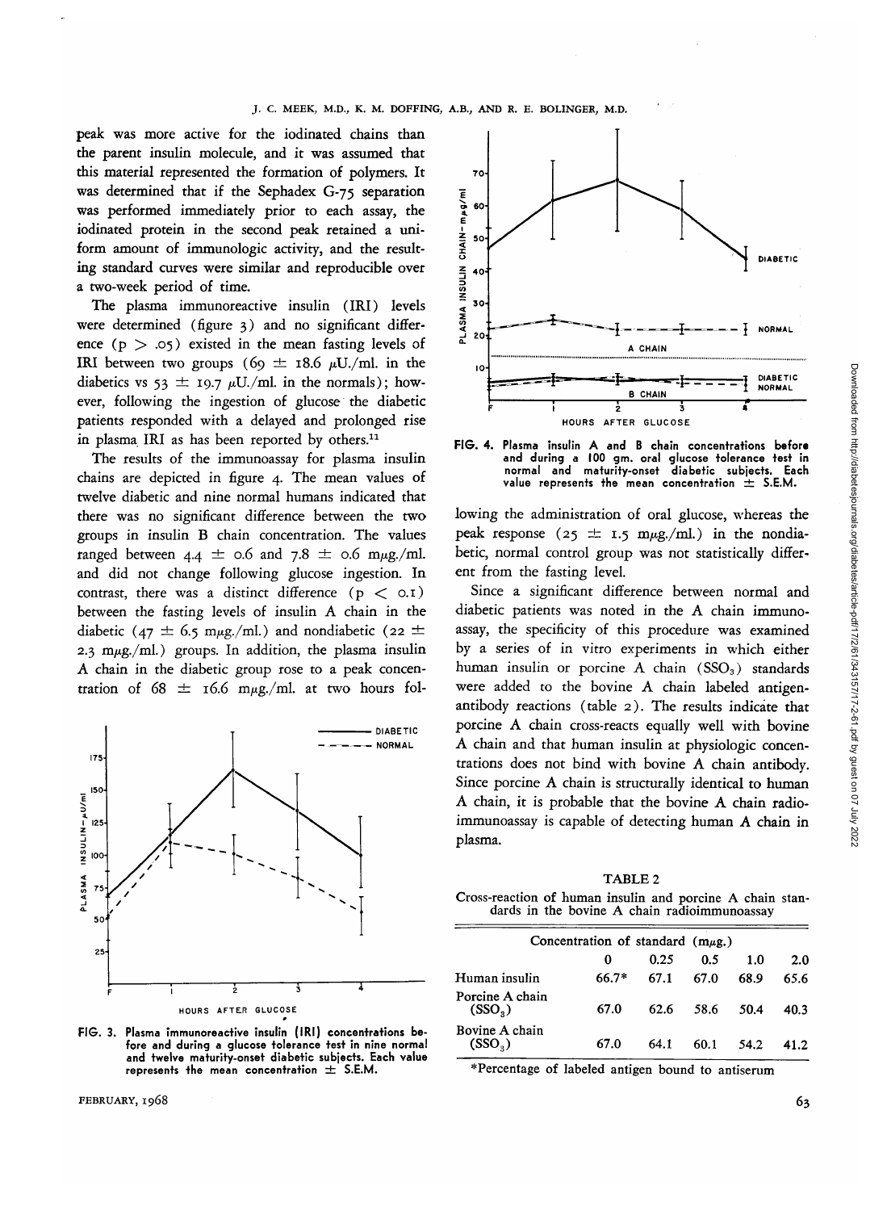peak was more active for the iodinated chains than the parent insulin molecule, and it was assumed that this material represented the formation of polymers. It was determined that if the Sephadex G-75 separation was performed immediately prior to each assay, the iodinated protein in the second peak retained a uniform amount of immunologic activity, and the resulting standard curves were similar and reproducible over a two-week period of time.

The plasma immunoreactive insulin (IRI) levels were determined (figure 3) and no significant difference ($p > .05$) existed in the mean fasting levels of IRI between two groups ($69 \pm 18.6$ μU./ml. in the diabetics vs $53 \pm 19.7$ μU./ml. in the normals); however, following the ingestion of glucose the diabetic patients responded with a delayed and prolonged rise in plasma IRI as has been reported by others.[11]

The results of the immunoassay for plasma insulin chains are depicted in figure 4. The mean values of twelve diabetic and nine normal humans indicated that there was no significant difference between the two groups in insulin B chain concentration. The values ranged between $4.4 \pm 0.6$ and $7.8 \pm 0.6$ mμg./ml. and did not change following glucose ingestion. In contrast, there was a distinct difference ($p < 0.1$) between the fasting levels of insulin A chain in the diabetic ($47 \pm 6.5$ mμg./ml.) and nondiabetic ($22 \pm 2.3$ mμg./ml.) groups. In addition, the plasma insulin A chain in the diabetic group rose to a peak concentration of $68 \pm 16.6$ mμg./ml. at two hours following the administration of oral glucose, whereas the peak response ($25 \pm 1.5$ mμg./ml.) in the nondiabetic, normal control group was not statistically different from the fasting level.

FIG. 3. Plasma immunoreactive insulin (IRI) concentrations before and during a glucose tolerance test in nine normal and twelve maturity-onset diabetic subjects. Each value represents the mean concentration ± S.E.M.

FIG. 4. Plasma insulin A and B chain concentrations before and during a 100 gm. oral glucose tolerance test in normal and maturity-onset diabetic subjects. Each value represents the mean concentration ± S.E.M.

Since a significant difference between normal and diabetic patients was noted in the A chain immunoassay, the specificity of this procedure was examined by a series of in vitro experiments in which either human insulin or porcine A chain ($SSO_3$) standards were added to the bovine A chain labeled antigen-antibody reactions (table 2). The results indicate that porcine A chain cross-reacts equally well with bovine A chain and that human insulin at physiologic concentrations does not bind with bovine A chain antibody. Since porcine A chain is structurally identical to human A chain, it is probable that the bovine A chain radioimmunoassay is capable of detecting human A chain in plasma.

TABLE 2

Cross-reaction of human insulin and porcine A chain standards in the bovine A chain radioimmunoassay

| | Concentration of standard (mμg.) | | | | |
|---|---|---|---|---|---|
| | 0 | 0.25 | 0.5 | 1.0 | 2.0 |
| Human insulin | 66.7* | 67.1 | 67.0 | 68.9 | 65.6 |
| Porcine A chain ($SSO_3$) | 67.0 | 62.6 | 58.6 | 50.4 | 40.3 |
| Bovine A chain ($SSO_3$) | 67.0 | 64.1 | 60.1 | 54.2 | 41.2 |

*Percentage of labeled antigen bound to antiserum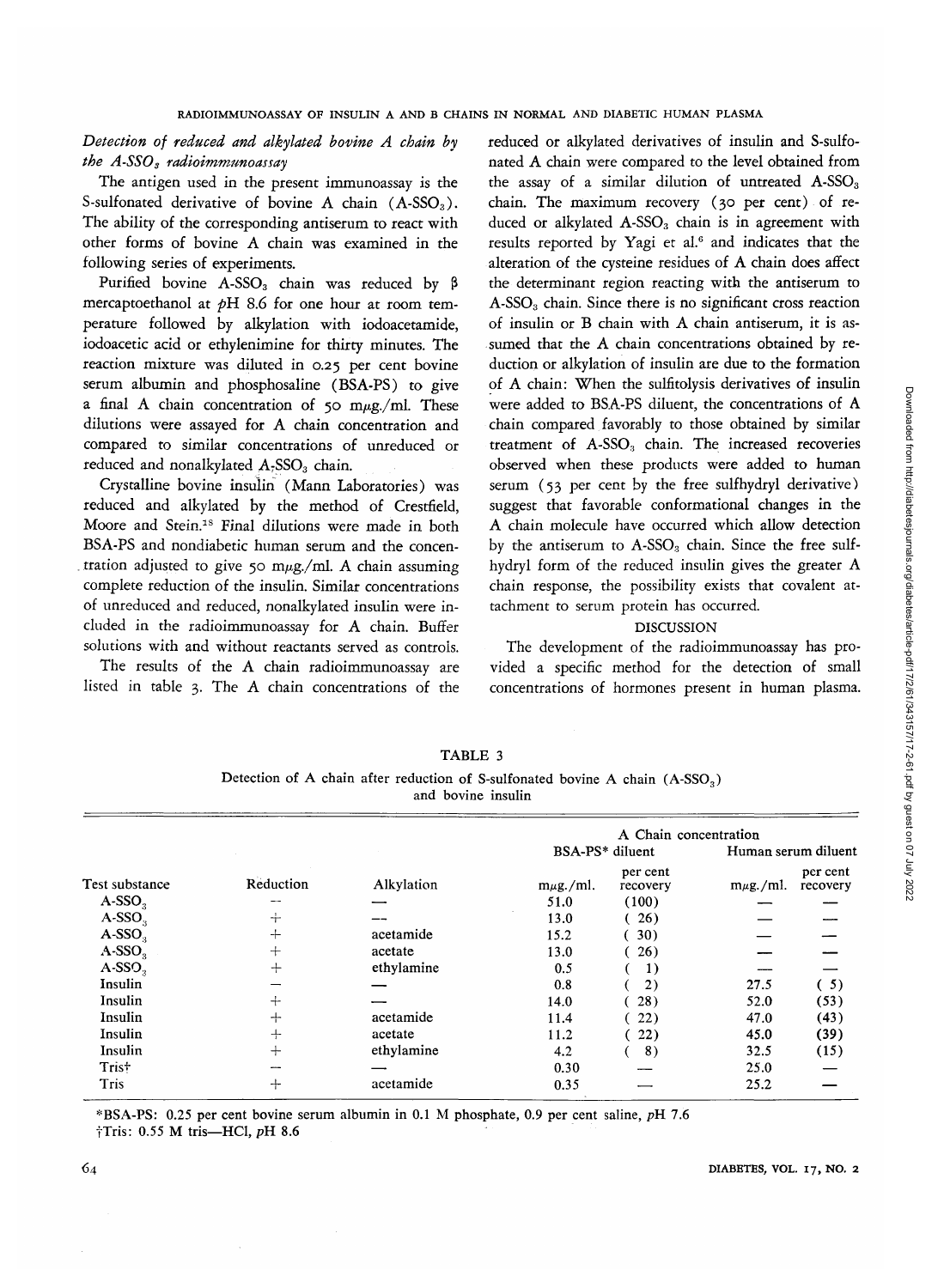*Detection of reduced and alkylated bovine A chain by the A-SSO$_3$ radioimmunoassay*

The antigen used in the present immunoassay is the S-sulfonated derivative of bovine A chain (A-SSO$_3$). The ability of the corresponding antiserum to react with other forms of bovine A chain was examined in the following series of experiments.

Purified bovine A-SSO$_3$ chain was reduced by β mercaptoethanol at *p*H 8.6 for one hour at room temperature followed by alkylation with iodoacetamide, iodoacetic acid or ethylenimine for thirty minutes. The reaction mixture was diluted in 0.25 per cent bovine serum albumin and phosphosaline (BSA-PS) to give a final A chain concentration of 50 mμg./ml. These dilutions were assayed for A chain concentration and compared to similar concentrations of unreduced or reduced and nonalkylated A-SSO$_3$ chain.

Crystalline bovine insulin (Mann Laboratories) was reduced and alkylated by the method of Crestfield, Moore and Stein.[18] Final dilutions were made in both BSA-PS and nondiabetic human serum and the concentration adjusted to give 50 mμg./ml. A chain assuming complete reduction of the insulin. Similar concentrations of unreduced and reduced, nonalkylated insulin were included in the radioimmunoassay for A chain. Buffer solutions with and without reactants served as controls.

The results of the A chain radioimmunoassay are listed in table 3. The A chain concentrations of the reduced or alkylated derivatives of insulin and S-sulfonated A chain were compared to the level obtained from the assay of a similar dilution of untreated A-SSO$_3$ chain. The maximum recovery (30 per cent) of reduced or alkylated A-SSO$_3$ chain is in agreement with results reported by Yagi et al.[6] and indicates that the alteration of the cysteine residues of A chain does affect the determinant region reacting with the antiserum to A-SSO$_3$ chain. Since there is no significant cross reaction of insulin or B chain with A chain antiserum, it is assumed that the A chain concentrations obtained by reduction or alkylation of insulin are due to the formation of A chain: When the sulfitolysis derivatives of insulin were added to BSA-PS diluent, the concentrations of A chain compared favorably to those obtained by similar treatment of A-SSO$_3$ chain. The increased recoveries observed when these products were added to human serum (53 per cent by the free sulfhydryl derivative) suggest that favorable conformational changes in the A chain molecule have occurred which allow detection by the antiserum to A-SSO$_3$ chain. Since the free sulfhydryl form of the reduced insulin gives the greater A chain response, the possibility exists that covalent attachment to serum protein has occurred.

## DISCUSSION

The development of the radioimmunoassay has provided a specific method for the detection of small concentrations of hormones present in human plasma.

TABLE 3

Detection of A chain after reduction of S-sulfonated bovine A chain (A-SSO$_3$) and bovine insulin

| | | | A Chain concentration | | | |
|---|---|---|---|---|---|---|
| | | | BSA-PS* diluent | | Human serum diluent | |
| Test substance | Reduction | Alkylation | mμg./ml. | per cent recovery | mμg./ml. | per cent recovery |
| A-SSO$_3$ | — | — | 51.0 | (100) | — | — |
| A-SSO$_3$ | + | — | 13.0 | ( 26) | — | — |
| A-SSO$_3$ | + | acetamide | 15.2 | ( 30) | — | — |
| A-SSO$_3$ | + | acetate | 13.0 | ( 26) | — | — |
| A-SSO$_3$ | + | ethylamine | 0.5 | ( 1) | — | — |
| Insulin | — | — | 0.8 | ( 2) | 27.5 | ( 5) |
| Insulin | + | — | 14.0 | ( 28) | 52.0 | (53) |
| Insulin | + | acetamide | 11.4 | ( 22) | 47.0 | (43) |
| Insulin | + | acetate | 11.2 | ( 22) | 45.0 | (39) |
| Insulin | + | ethylamine | 4.2 | ( 8) | 32.5 | (15) |
| Tris† | — | — | 0.30 | — | 25.0 | — |
| Tris | + | acetamide | 0.35 | — | 25.2 | — |

*BSA-PS: 0.25 per cent bovine serum albumin in 0.1 M phosphate, 0.9 per cent saline, *p*H 7.6
†Tris: 0.55 M tris—HCl, *p*H 8.6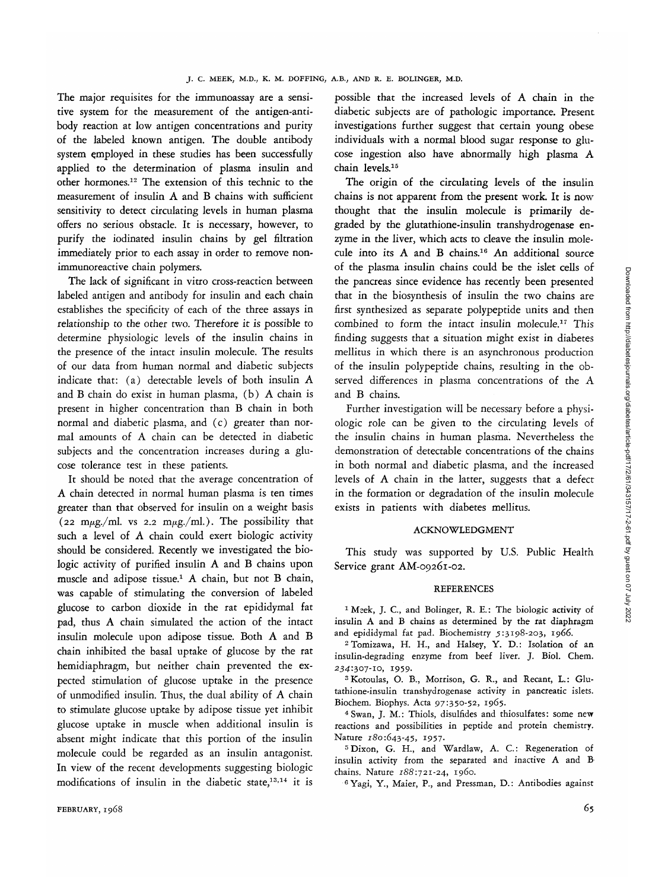The major requisites for the immunoassay are a sensitive system for the measurement of the antigen-antibody reaction at low antigen concentrations and purity of the labeled known antigen. The double antibody system employed in these studies has been successfully applied to the determination of plasma insulin and other hormones.[12] The extension of this technic to the measurement of insulin A and B chains with sufficient sensitivity to detect circulating levels in human plasma offers no serious obstacle. It is necessary, however, to purify the iodinated insulin chains by gel filtration immediately prior to each assay in order to remove non-immunoreactive chain polymers.

The lack of significant in vitro cross-reaction between labeled antigen and antibody for insulin and each chain establishes the specificity of each of the three assays in relationship to the other two. Therefore it is possible to determine physiologic levels of the insulin chains in the presence of the intact insulin molecule. The results of our data from human normal and diabetic subjects indicate that: (a) detectable levels of both insulin A and B chain do exist in human plasma, (b) A chain is present in higher concentration than B chain in both normal and diabetic plasma, and (c) greater than normal amounts of A chain can be detected in diabetic subjects and the concentration increases during a glucose tolerance test in these patients.

It should be noted that the average concentration of A chain detected in normal human plasma is ten times greater than that observed for insulin on a weight basis (22 mμg./ml. vs 2.2 mμg./ml.). The possibility that such a level of A chain could exert biologic activity should be considered. Recently we investigated the biologic activity of purified insulin A and B chains upon muscle and adipose tissue.[1] A chain, but not B chain, was capable of stimulating the conversion of labeled glucose to carbon dioxide in the rat epididymal fat pad, thus A chain simulated the action of the intact insulin molecule upon adipose tissue. Both A and B chain inhibited the basal uptake of glucose by the rat hemidiaphragm, but neither chain prevented the expected stimulation of glucose uptake in the presence of unmodified insulin. Thus, the dual ability of A chain to stimulate glucose uptake by adipose tissue yet inhibit glucose uptake in muscle when additional insulin is absent might indicate that this portion of the insulin molecule could be regarded as an insulin antagonist. In view of the recent developments suggesting biologic modifications of insulin in the diabetic state,[13,14] it is possible that the increased levels of A chain in the diabetic subjects are of pathologic importance. Present investigations further suggest that certain young obese individuals with a normal blood sugar response to glucose ingestion also have abnormally high plasma A chain levels.[15]

The origin of the circulating levels of the insulin chains is not apparent from the present work. It is now thought that the insulin molecule is primarily degraded by the glutathione-insulin transhydrogenase enzyme in the liver, which acts to cleave the insulin molecule into its A and B chains.[16] An additional source of the plasma insulin chains could be the islet cells of the pancreas since evidence has recently been presented that in the biosynthesis of insulin the two chains are first synthesized as separate polypeptide units and then combined to form the intact insulin molecule.[17] This finding suggests that a situation might exist in diabetes mellitus in which there is an asynchronous production of the insulin polypeptide chains, resulting in the observed differences in plasma concentrations of the A and B chains.

Further investigation will be necessary before a physiologic role can be given to the circulating levels of the insulin chains in human plasma. Nevertheless the demonstration of detectable concentrations of the chains in both normal and diabetic plasma, and the increased levels of A chain in the latter, suggests that a defect in the formation or degradation of the insulin molecule exists in patients with diabetes mellitus.

## ACKNOWLEDGMENT

This study was supported by U.S. Public Health Service grant AM-09261-02.

## REFERENCES

[1] Meek, J. C., and Bolinger, R. E.: The biologic activity of insulin A and B chains as determined by the rat diaphragm and epididymal fat pad. Biochemistry *5*:3198-203, 1966.

[2] Tomizawa, H. H., and Halsey, Y. D.: Isolation of an insulin-degrading enzyme from beef liver. J. Biol. Chem. *234*:307-10, 1959.

[3] Kotoulas, O. B., Morrison, G. R., and Recant, L.: Glutathione-insulin transhydrogenase activity in pancreatic islets. Biochem. Biophys. Acta *97*:350-52, 1965.

[4] Swan, J. M.: Thiols, disulfides and thiosulfates: some new reactions and possibilities in peptide and protein chemistry. Nature *180*:643-45, 1957.

[5] Dixon, G. H., and Wardlaw, A. C.: Regeneration of insulin activity from the separated and inactive A and B chains. Nature *188*:721-24, 1960.

[6] Yagi, Y., Maier, P., and Pressman, D.: Antibodies against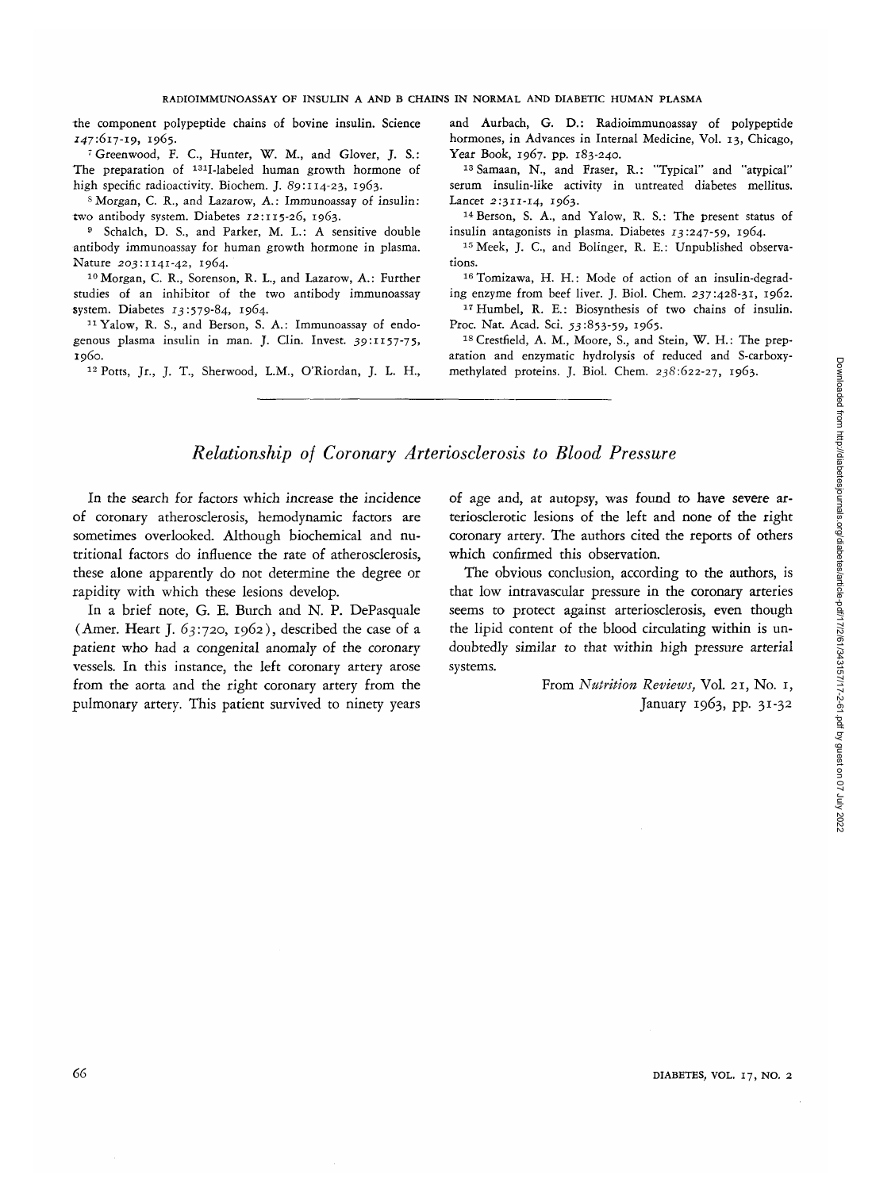the component polypeptide chains of bovine insulin. Science 147:617-19, 1965.

[7] Greenwood, F. C., Hunter, W. M., and Glover, J. S.: The preparation of $^{131}$I-labeled human growth hormone of high specific radioactivity. Biochem. J. 89:114-23, 1963.

[8] Morgan, C. R., and Lazarow, A.: Immunoassay of insulin: two antibody system. Diabetes 12:115-26, 1963.

[9] Schalch, D. S., and Parker, M. L.: A sensitive double antibody immunoassay for human growth hormone in plasma. Nature 203:1141-42, 1964.

[10] Morgan, C. R., Sorenson, R. L., and Lazarow, A.: Further studies of an inhibitor of the two antibody immunoassay system. Diabetes 13:579-84, 1964.

[11] Yalow, R. S., and Berson, S. A.: Immunoassay of endogenous plasma insulin in man. J. Clin. Invest. 39:1157-75, 1960.

[12] Potts, Jr., J. T., Sherwood, L.M., O'Riordan, J. L. H., and Aurbach, G. D.: Radioimmunoassay of polypeptide hormones, in Advances in Internal Medicine, Vol. 13, Chicago, Year Book, 1967. pp. 183-240.

[13] Samaan, N., and Fraser, R.: "Typical" and "atypical" serum insulin-like activity in untreated diabetes mellitus. Lancet 2:311-14, 1963.

[14] Berson, S. A., and Yalow, R. S.: The present status of insulin antagonists in plasma. Diabetes 13:247-59, 1964.

[15] Meek, J. C., and Bolinger, R. E.: Unpublished observations.

[16] Tomizawa, H. H.: Mode of action of an insulin-degrading enzyme from beef liver. J. Biol. Chem. 237:428-31, 1962.

[17] Humbel, R. E.: Biosynthesis of two chains of insulin. Proc. Nat. Acad. Sci. 53:853-59, 1965.

[18] Crestfield, A. M., Moore, S., and Stein, W. H.: The preparation and enzymatic hydrolysis of reduced and S-carboxymethylated proteins. J. Biol. Chem. 238:622-27, 1963.

## *Relationship of Coronary Arteriosclerosis to Blood Pressure*

In the search for factors which increase the incidence of coronary atherosclerosis, hemodynamic factors are sometimes overlooked. Although biochemical and nutritional factors do influence the rate of atherosclerosis, these alone apparently do not determine the degree or rapidity with which these lesions develop.

In a brief note, G. E. Burch and N. P. DePasquale (Amer. Heart J. 63:720, 1962), described the case of a patient who had a congenital anomaly of the coronary vessels. In this instance, the left coronary artery arose from the aorta and the right coronary artery from the pulmonary artery. This patient survived to ninety years of age and, at autopsy, was found to have severe arteriosclerotic lesions of the left and none of the right coronary artery. The authors cited the reports of others which confirmed this observation.

The obvious conclusion, according to the authors, is that low intravascular pressure in the coronary arteries seems to protect against arteriosclerosis, even though the lipid content of the blood circulating within is undoubtedly similar to that within high pressure arterial systems.

From *Nutrition Reviews,* Vol. 21, No. 1, January 1963, pp. 31-32